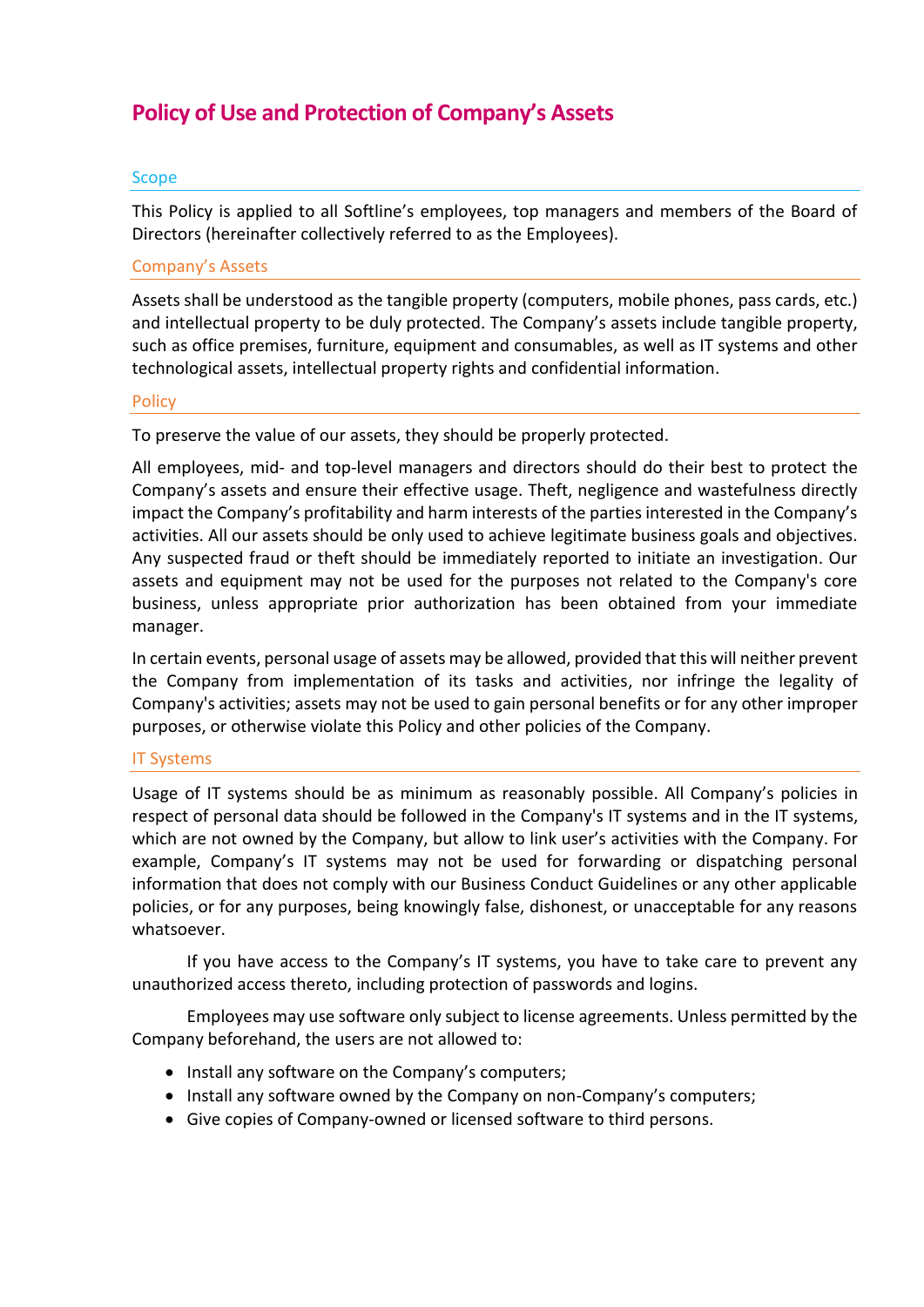# Policy of Use and Protection of Company's Assets

## Scope

This Policy is applied to all Softline's employees, top managers and members of the Board of Directors (hereinafter collectively referred to as the Employees).

## Company's Assets

Assets shall be understood as the tangible property (computers, mobile phones, pass cards, etc.) and intellectual property to be duly protected. The Company's assets include tangible property, such as office premises, furniture, equipment and consumables, as well as IT systems and other technological assets, intellectual property rights and confidential information.

## Policy

To preserve the value of our assets, they should be properly protected.

All employees, mid- and top-level managers and directors should do their best to protect the Company's assets and ensure their effective usage. Theft, negligence and wastefulness directly impact the Company's profitability and harm interests of the parties interested in the Company's activities. All our assets should be only used to achieve legitimate business goals and objectives. Any suspected fraud or theft should be immediately reported to initiate an investigation. Our assets and equipment may not be used for the purposes not related to the Company's core business, unless appropriate prior authorization has been obtained from your immediate manager.

In certain events, personal usage of assets may be allowed, provided that this will neither prevent the Company from implementation of its tasks and activities, nor infringe the legality of Company's activities; assets may not be used to gain personal benefits or for any other improper purposes, or otherwise violate this Policy and other policies of the Company.

## IT Systems

Usage of IT systems should be as minimum as reasonably possible. All Company's policies in respect of personal data should be followed in the Company's IT systems and in the IT systems, which are not owned by the Company, but allow to link user's activities with the Company. For example, Company's IT systems may not be used for forwarding or dispatching personal information that does not comply with our Business Conduct Guidelines or any other applicable policies, or for any purposes, being knowingly false, dishonest, or unacceptable for any reasons whatsoever.

If you have access to the Company's IT systems, you have to take care to prevent any unauthorized access thereto, including protection of passwords and logins.

Employees may use software only subject to license agreements. Unless permitted by the Company beforehand, the users are not allowed to:

- Install any software on the Company's computers;
- Install any software owned by the Company on non-Company's computers;
- Give copies of Company-owned or licensed software to third persons.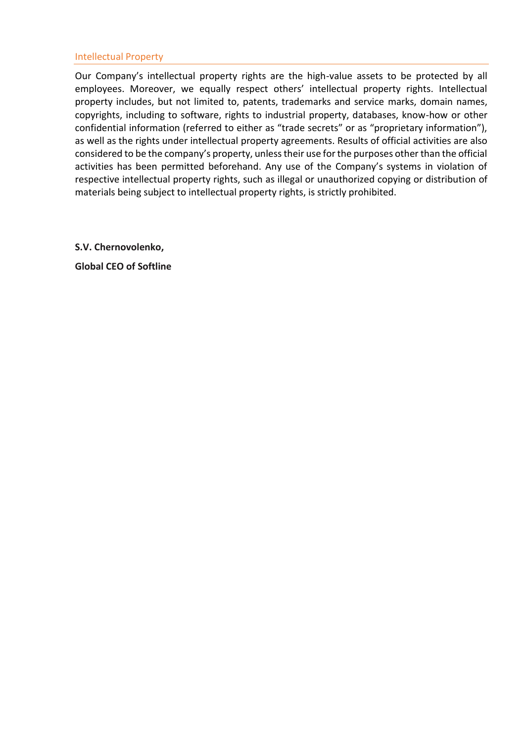## Intellectual Property

Our Company's intellectual property rights are the high-value assets to be protected by all employees. Moreover, we equally respect others' intellectual property rights. Intellectual property includes, but not limited to, patents, trademarks and service marks, domain names, copyrights, including to software, rights to industrial property, databases, know-how or other confidential information (referred to either as "trade secrets" or as "proprietary information"), as well as the rights under intellectual property agreements. Results of official activities are also considered to be the company's property, unless their use for the purposes other than the official activities has been permitted beforehand. Any use of the Company's systems in violation of respective intellectual property rights, such as illegal or unauthorized copying or distribution of materials being subject to intellectual property rights, is strictly prohibited.

**S.V. Chernovolenko,**

**Global CEO of Softline**